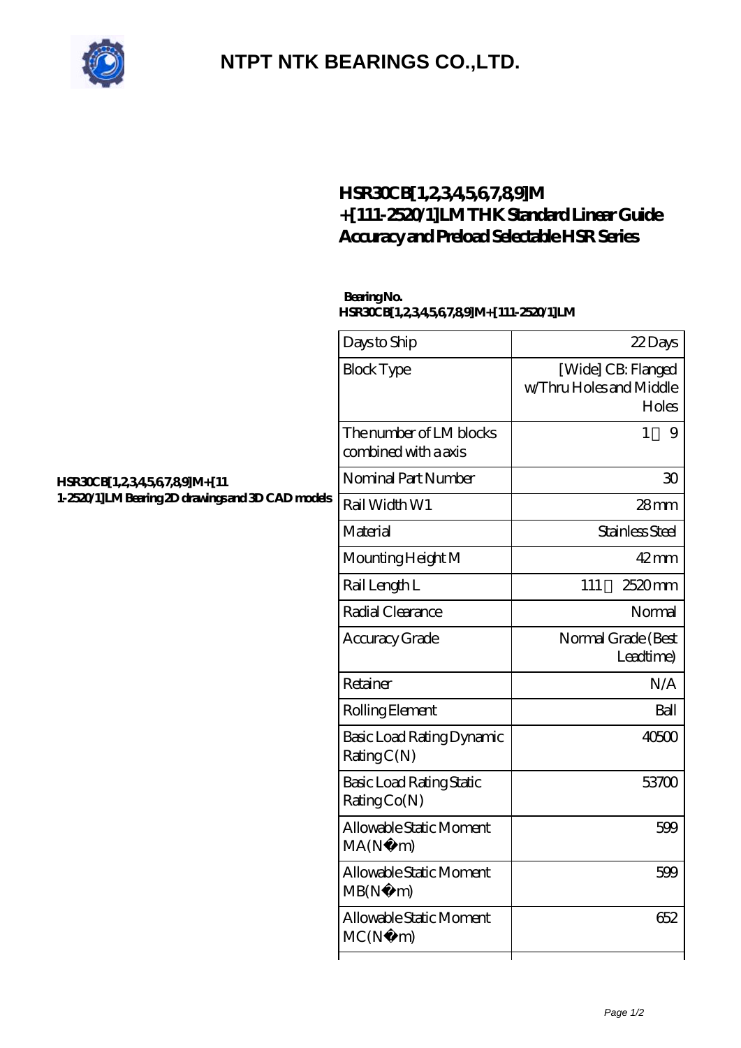# NTPT NTK BEARINGS CO.,LTD.

## HSR30CB[1,2,3,4,5,6,7,8,9]M+[111-2520/1]LM THK Standard Linear Guide Accuracy and Preload Selectable HSR Series

**HSR30CB[1,2,3,4,5,6,7,8,9]M+[111-2520/1]LM Bearing 2D drawings and 3D CAD models**

**Bearing No.**
**HSR30CB[1,2,3,4,5,6,7,8,9]M+[111-2520/1]LM**

| | |
|---|---|
| Days to Ship | 22 Days |
| Block Type | [Wide] CB: Flanged w/Thru Holes and Middle Holes |
| The number of LM blocks combined with a axis | 1～9 |
| Nominal Part Number | 30 |
| Rail Width W1 | 28 mm |
| Material | Stainless Steel |
| Mounting Height M | 42 mm |
| Rail Length L | 111～2520 mm |
| Radial Clearance | Normal |
| Accuracy Grade | Normal Grade (Best Leadtime) |
| Retainer | N/A |
| Rolling Element | Ball |
| Basic Load Rating Dynamic Rating C(N) | 40500 |
| Basic Load Rating Static Rating Co(N) | 53700 |
| Allowable Static Moment MA(N・m) | 599 |
| Allowable Static Moment MB(N・m) | 599 |
| Allowable Static Moment MC(N・m) | 652 |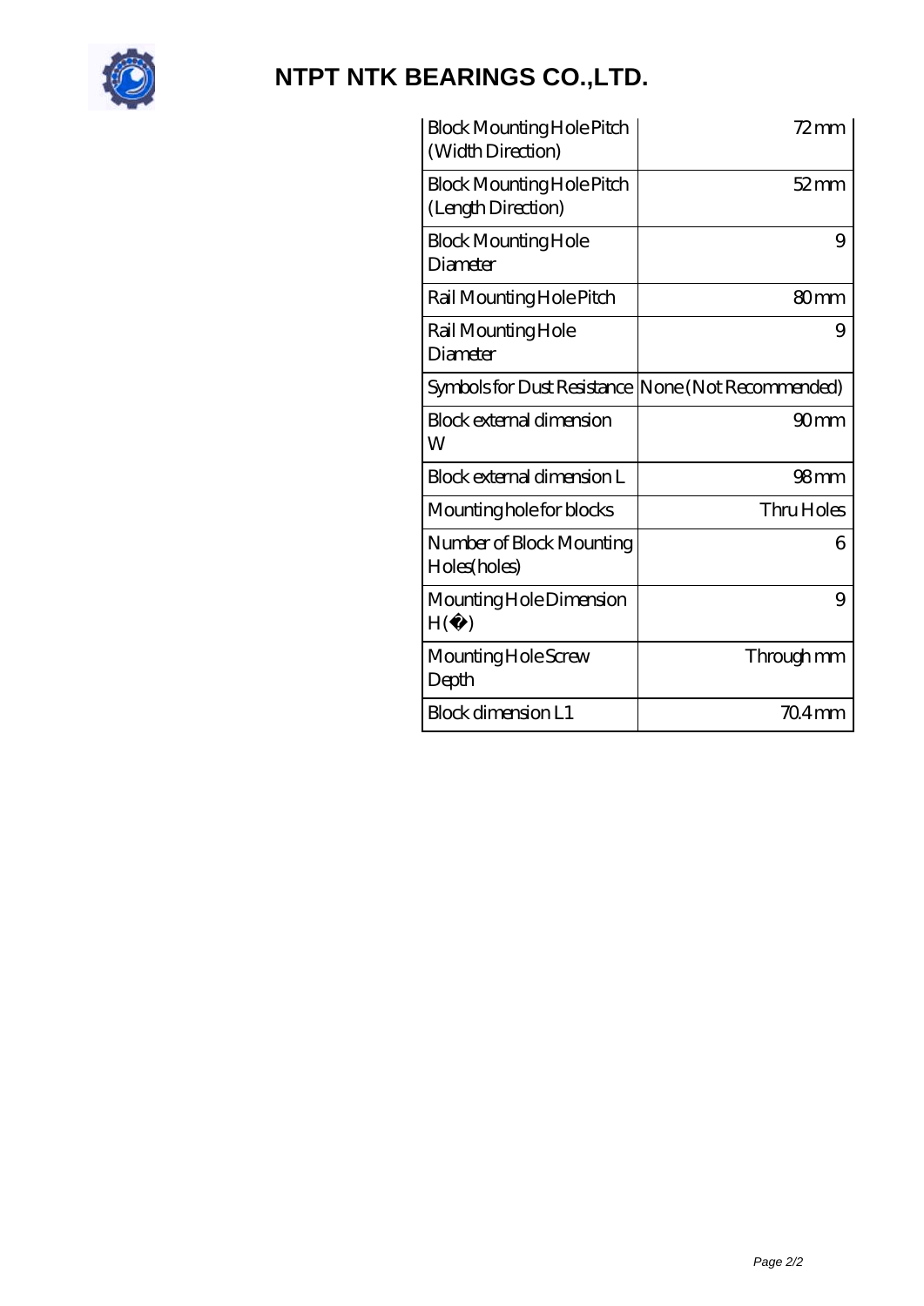| | |
|---|---|
| Block Mounting Hole Pitch (Width Direction) | 72 mm |
| Block Mounting Hole Pitch (Length Direction) | 52 mm |
| Block Mounting Hole Diameter | 9 |
| Rail Mounting Hole Pitch | 80 mm |
| Rail Mounting Hole Diameter | 9 |
| Symbols for Dust Resistance | None (Not Recommended) |
| Block external dimension W | 90 mm |
| Block external dimension L | 98 mm |
| Mounting hole for blocks | Thru Holes |
| Number of Block Mounting Holes(holes) | 6 |
| Mounting Hole Dimension H(�) | 9 |
| Mounting Hole Screw Depth | Through mm |
| Block dimension L1 | 70.4 mm |